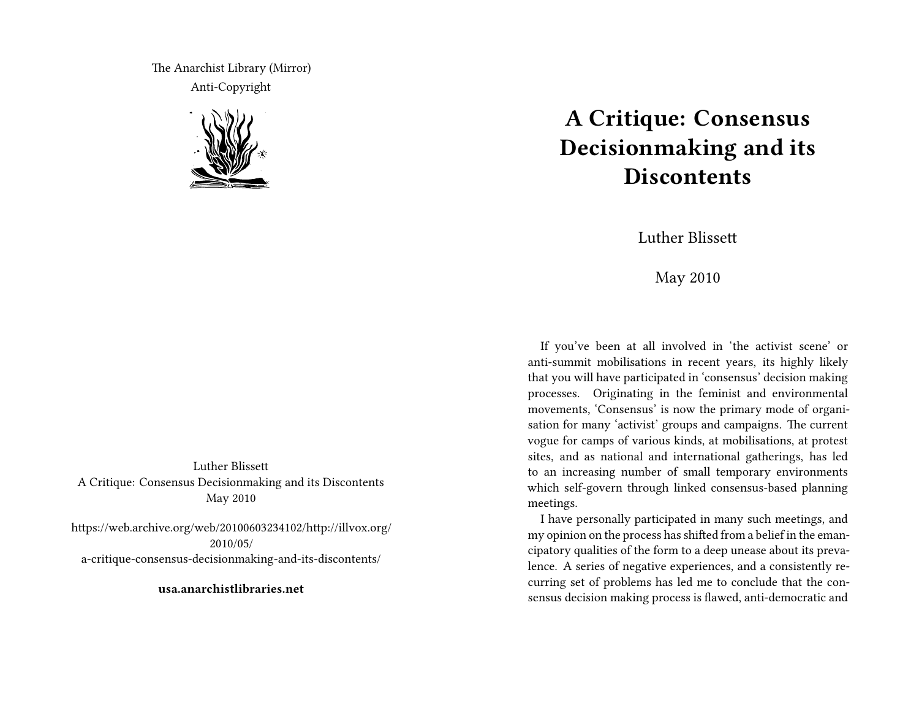The Anarchist Library (Mirror)
Anti-Copyright

Luther Blissett
A Critique: Consensus Decisionmaking and its Discontents
May 2010

https://web.archive.org/web/20100603234102/http://illvox.org/2010/05/a-critique-consensus-decisionmaking-and-its-discontents/

**usa.anarchistlibraries.net**

# A Critique: Consensus Decisionmaking and its Discontents

Luther Blissett

May 2010

If you've been at all involved in 'the activist scene' or anti-summit mobilisations in recent years, its highly likely that you will have participated in 'consensus' decision making processes. Originating in the feminist and environmental movements, 'Consensus' is now the primary mode of organisation for many 'activist' groups and campaigns. The current vogue for camps of various kinds, at mobilisations, at protest sites, and as national and international gatherings, has led to an increasing number of small temporary environments which self-govern through linked consensus-based planning meetings.

I have personally participated in many such meetings, and my opinion on the process has shifted from a belief in the emancipatory qualities of the form to a deep unease about its prevalence. A series of negative experiences, and a consistently recurring set of problems has led me to conclude that the consensus decision making process is flawed, anti-democratic and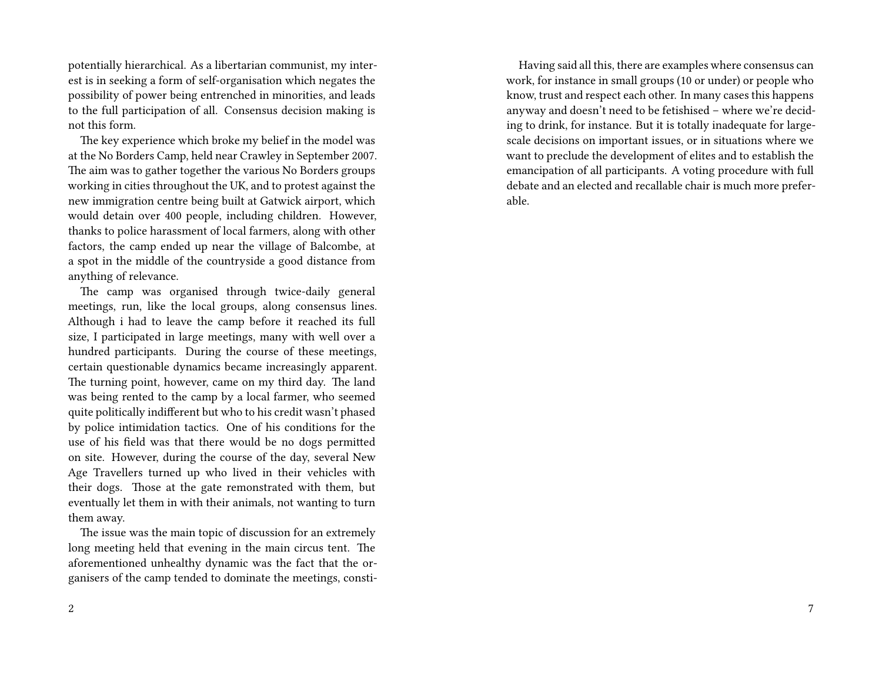potentially hierarchical. As a libertarian communist, my interest is in seeking a form of self-organisation which negates the possibility of power being entrenched in minorities, and leads to the full participation of all. Consensus decision making is not this form.

The key experience which broke my belief in the model was at the No Borders Camp, held near Crawley in September 2007. The aim was to gather together the various No Borders groups working in cities throughout the UK, and to protest against the new immigration centre being built at Gatwick airport, which would detain over 400 people, including children. However, thanks to police harassment of local farmers, along with other factors, the camp ended up near the village of Balcombe, at a spot in the middle of the countryside a good distance from anything of relevance.

The camp was organised through twice-daily general meetings, run, like the local groups, along consensus lines. Although i had to leave the camp before it reached its full size, I participated in large meetings, many with well over a hundred participants. During the course of these meetings, certain questionable dynamics became increasingly apparent. The turning point, however, came on my third day. The land was being rented to the camp by a local farmer, who seemed quite politically indifferent but who to his credit wasn't phased by police intimidation tactics. One of his conditions for the use of his field was that there would be no dogs permitted on site. However, during the course of the day, several New Age Travellers turned up who lived in their vehicles with their dogs. Those at the gate remonstrated with them, but eventually let them in with their animals, not wanting to turn them away.

The issue was the main topic of discussion for an extremely long meeting held that evening in the main circus tent. The aforementioned unhealthy dynamic was the fact that the organisers of the camp tended to dominate the meetings, consti-

Having said all this, there are examples where consensus can work, for instance in small groups (10 or under) or people who know, trust and respect each other. In many cases this happens anyway and doesn't need to be fetishised – where we're deciding to drink, for instance. But it is totally inadequate for large-scale decisions on important issues, or in situations where we want to preclude the development of elites and to establish the emancipation of all participants. A voting procedure with full debate and an elected and recallable chair is much more preferable.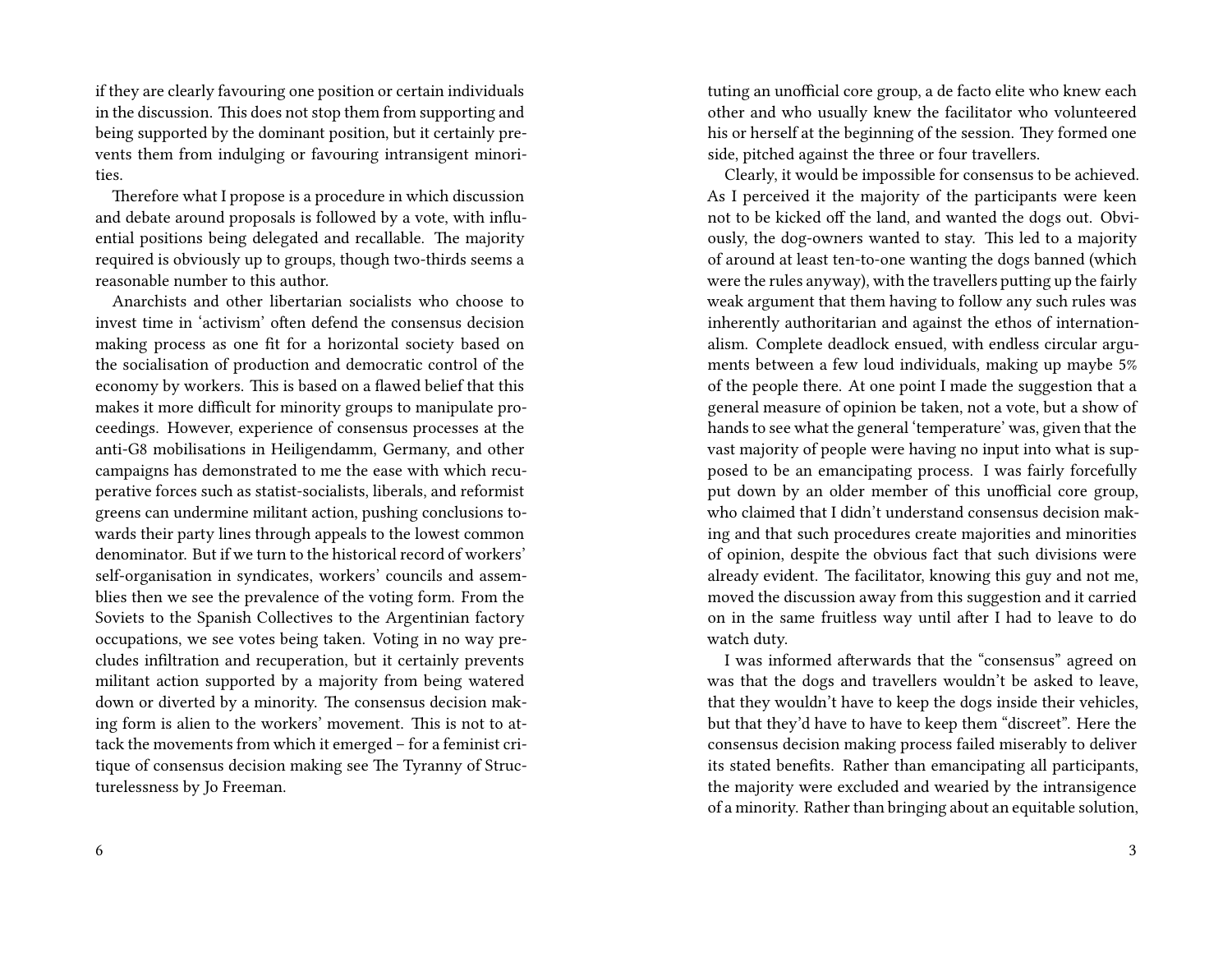if they are clearly favouring one position or certain individuals in the discussion. This does not stop them from supporting and being supported by the dominant position, but it certainly prevents them from indulging or favouring intransigent minorities.

Therefore what I propose is a procedure in which discussion and debate around proposals is followed by a vote, with influential positions being delegated and recallable. The majority required is obviously up to groups, though two-thirds seems a reasonable number to this author.

Anarchists and other libertarian socialists who choose to invest time in 'activism' often defend the consensus decision making process as one fit for a horizontal society based on the socialisation of production and democratic control of the economy by workers. This is based on a flawed belief that this makes it more difficult for minority groups to manipulate proceedings. However, experience of consensus processes at the anti-G8 mobilisations in Heiligendamm, Germany, and other campaigns has demonstrated to me the ease with which recuperative forces such as statist-socialists, liberals, and reformist greens can undermine militant action, pushing conclusions towards their party lines through appeals to the lowest common denominator. But if we turn to the historical record of workers' self-organisation in syndicates, workers' councils and assemblies then we see the prevalence of the voting form. From the Soviets to the Spanish Collectives to the Argentinian factory occupations, we see votes being taken. Voting in no way precludes infiltration and recuperation, but it certainly prevents militant action supported by a majority from being watered down or diverted by a minority. The consensus decision making form is alien to the workers' movement. This is not to attack the movements from which it emerged – for a feminist critique of consensus decision making see The Tyranny of Structurelessness by Jo Freeman.

tuting an unofficial core group, a de facto elite who knew each other and who usually knew the facilitator who volunteered his or herself at the beginning of the session. They formed one side, pitched against the three or four travellers.

Clearly, it would be impossible for consensus to be achieved. As I perceived it the majority of the participants were keen not to be kicked off the land, and wanted the dogs out. Obviously, the dog-owners wanted to stay. This led to a majority of around at least ten-to-one wanting the dogs banned (which were the rules anyway), with the travellers putting up the fairly weak argument that them having to follow any such rules was inherently authoritarian and against the ethos of internationalism. Complete deadlock ensued, with endless circular arguments between a few loud individuals, making up maybe 5% of the people there. At one point I made the suggestion that a general measure of opinion be taken, not a vote, but a show of hands to see what the general 'temperature' was, given that the vast majority of people were having no input into what is supposed to be an emancipating process. I was fairly forcefully put down by an older member of this unofficial core group, who claimed that I didn't understand consensus decision making and that such procedures create majorities and minorities of opinion, despite the obvious fact that such divisions were already evident. The facilitator, knowing this guy and not me, moved the discussion away from this suggestion and it carried on in the same fruitless way until after I had to leave to do watch duty.

I was informed afterwards that the "consensus" agreed on was that the dogs and travellers wouldn't be asked to leave, that they wouldn't have to keep the dogs inside their vehicles, but that they'd have to have to keep them "discreet". Here the consensus decision making process failed miserably to deliver its stated benefits. Rather than emancipating all participants, the majority were excluded and wearied by the intransigence of a minority. Rather than bringing about an equitable solution,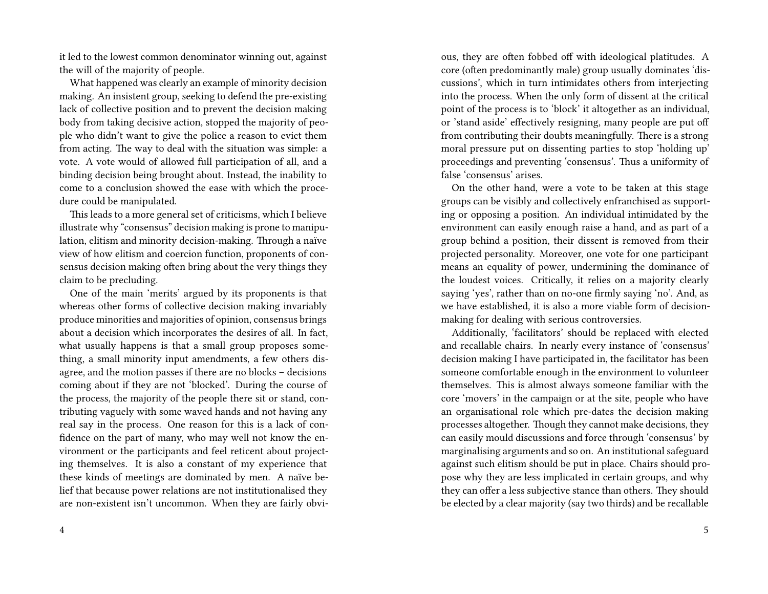it led to the lowest common denominator winning out, against the will of the majority of people.

What happened was clearly an example of minority decision making. An insistent group, seeking to defend the pre-existing lack of collective position and to prevent the decision making body from taking decisive action, stopped the majority of people who didn't want to give the police a reason to evict them from acting. The way to deal with the situation was simple: a vote. A vote would of allowed full participation of all, and a binding decision being brought about. Instead, the inability to come to a conclusion showed the ease with which the procedure could be manipulated.

This leads to a more general set of criticisms, which I believe illustrate why "consensus" decision making is prone to manipulation, elitism and minority decision-making. Through a naïve view of how elitism and coercion function, proponents of consensus decision making often bring about the very things they claim to be precluding.

One of the main 'merits' argued by its proponents is that whereas other forms of collective decision making invariably produce minorities and majorities of opinion, consensus brings about a decision which incorporates the desires of all. In fact, what usually happens is that a small group proposes something, a small minority input amendments, a few others disagree, and the motion passes if there are no blocks – decisions coming about if they are not 'blocked'. During the course of the process, the majority of the people there sit or stand, contributing vaguely with some waved hands and not having any real say in the process. One reason for this is a lack of confidence on the part of many, who may well not know the environment or the participants and feel reticent about projecting themselves. It is also a constant of my experience that these kinds of meetings are dominated by men. A naïve belief that because power relations are not institutionalised they are non-existent isn't uncommon. When they are fairly obvious, they are often fobbed off with ideological platitudes. A core (often predominantly male) group usually dominates 'discussions', which in turn intimidates others from interjecting into the process. When the only form of dissent at the critical point of the process is to 'block' it altogether as an individual, or 'stand aside' effectively resigning, many people are put off from contributing their doubts meaningfully. There is a strong moral pressure put on dissenting parties to stop 'holding up' proceedings and preventing 'consensus'. Thus a uniformity of false 'consensus' arises.

On the other hand, were a vote to be taken at this stage groups can be visibly and collectively enfranchised as supporting or opposing a position. An individual intimidated by the environment can easily enough raise a hand, and as part of a group behind a position, their dissent is removed from their projected personality. Moreover, one vote for one participant means an equality of power, undermining the dominance of the loudest voices. Critically, it relies on a majority clearly saying 'yes', rather than on no-one firmly saying 'no'. And, as we have established, it is also a more viable form of decision-making for dealing with serious controversies.

Additionally, 'facilitators' should be replaced with elected and recallable chairs. In nearly every instance of 'consensus' decision making I have participated in, the facilitator has been someone comfortable enough in the environment to volunteer themselves. This is almost always someone familiar with the core 'movers' in the campaign or at the site, people who have an organisational role which pre-dates the decision making processes altogether. Though they cannot make decisions, they can easily mould discussions and force through 'consensus' by marginalising arguments and so on. An institutional safeguard against such elitism should be put in place. Chairs should propose why they are less implicated in certain groups, and why they can offer a less subjective stance than others. They should be elected by a clear majority (say two thirds) and be recallable